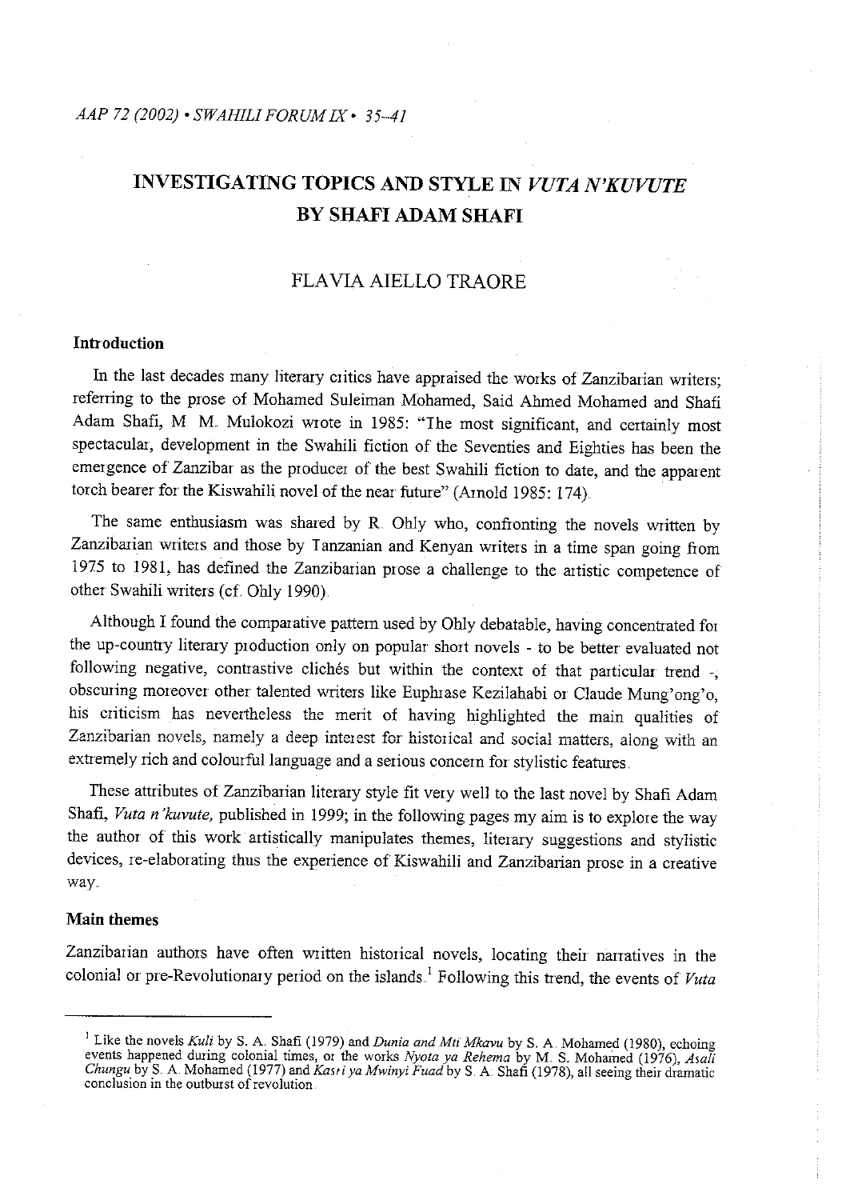# INVESTIGATING TOPICS AND STYLE IN *VUTA N'KUVUTE* BY SHAFI ADAM SHAFI

FLAVIA AIELLO TRAORE

## Introduction

In the last decades many literary critics have appraised the works of Zanzibarian writers; referring to the prose of Mohamed Suleiman Mohamed, Said Ahmed Mohamed and Shafi Adam Shafi, M. M. Mulokozi wrote in 1985: "The most significant, and certainly most spectacular, development in the Swahili fiction of the Seventies and Eighties has been the emergence of Zanzibar as the producer of the best Swahili fiction to date, and the apparent torch bearer for the Kiswahili novel of the near future" (Arnold 1985: 174).

The same enthusiasm was shared by R. Ohly who, confronting the novels written by Zanzibarian writers and those by Tanzanian and Kenyan writers in a time span going from 1975 to 1981, has defined the Zanzibarian prose a challenge to the artistic competence of other Swahili writers (cf. Ohly 1990).

Although I found the comparative pattern used by Ohly debatable, having concentrated for the up-country literary production only on popular short novels - to be better evaluated not following negative, contrastive clichés but within the context of that particular trend -, obscuring moreover other talented writers like Euphrase Kezilahabi or Claude Mung'ong'o, his criticism has nevertheless the merit of having highlighted the main qualities of Zanzibarian novels, namely a deep interest for historical and social matters, along with an extremely rich and colourful language and a serious concern for stylistic features.

These attributes of Zanzibarian literary style fit very well to the last novel by Shafi Adam Shafi, *Vuta n'kuvute,* published in 1999; in the following pages my aim is to explore the way the author of this work artistically manipulates themes, literary suggestions and stylistic devices, re-elaborating thus the experience of Kiswahili and Zanzibarian prose in a creative way.

## Main themes

Zanzibarian authors have often written historical novels, locating their narratives in the colonial or pre-Revolutionary period on the islands.[1] Following this trend, the events of *Vuta*

---

[1] Like the novels *Kuli* by S. A. Shafi (1979) and *Dunia and Mti Mkavu* by S. A. Mohamed (1980), echoing events happened during colonial times, or the works *Nyota ya Rehema* by M. S. Mohamed (1976), *Asali Chungu* by S. A. Mohamed (1977) and *Kasri ya Mwinyi Fuad* by S. A. Shafi (1978), all seeing their dramatic conclusion in the outburst of revolution.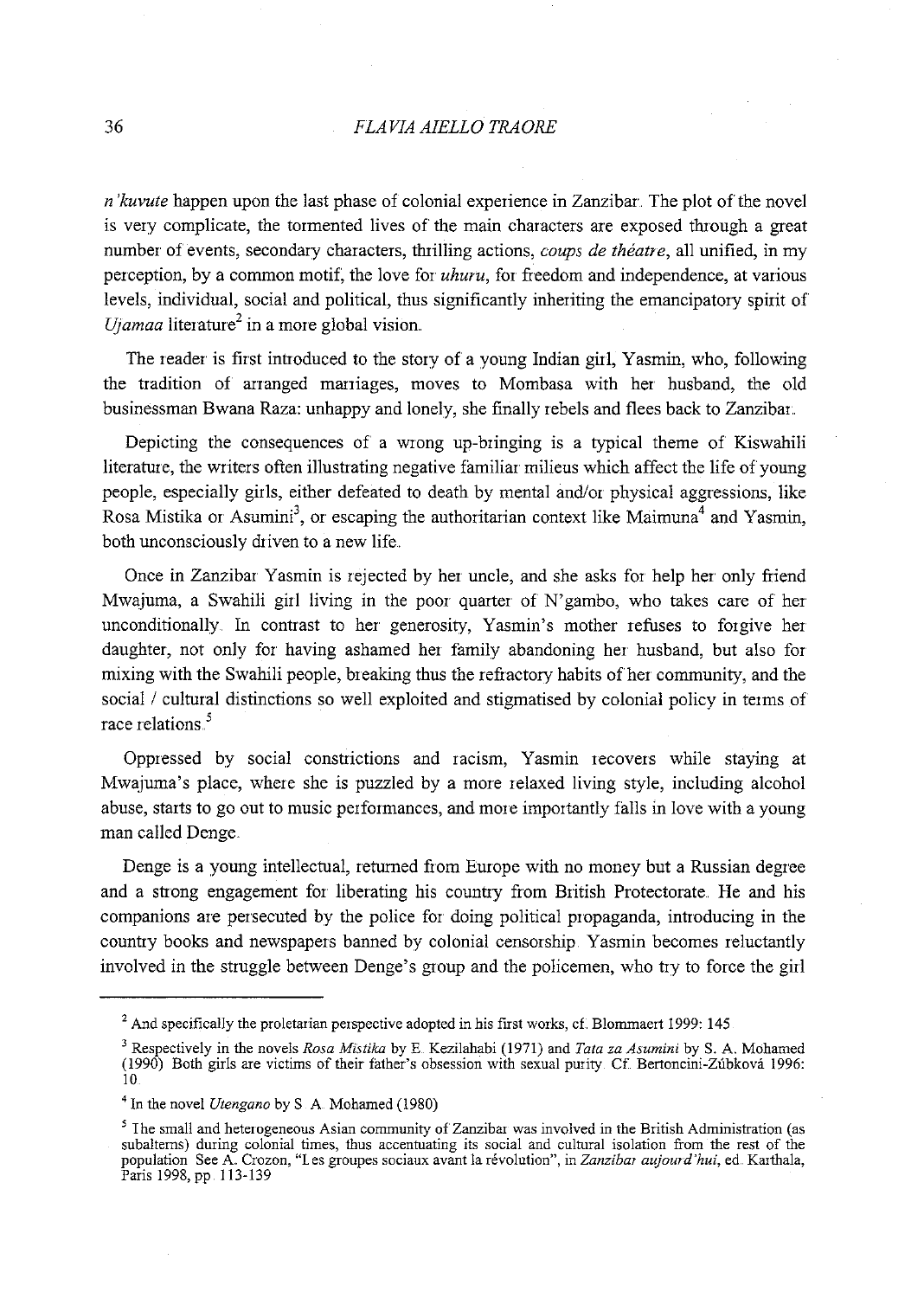*n'kuvute* happen upon the last phase of colonial experience in Zanzibar. The plot of the novel is very complicate, the tormented lives of the main characters are exposed through a great number of events, secondary characters, thrilling actions, *coups de théatre*, all unified, in my perception, by a common motif, the love for *uhuru*, for freedom and independence, at various levels, individual, social and political, thus significantly inheriting the emancipatory spirit of *Ujamaa* literature[2] in a more global vision.

The reader is first introduced to the story of a young Indian girl, Yasmin, who, following the tradition of arranged marriages, moves to Mombasa with her husband, the old businessman Bwana Raza: unhappy and lonely, she finally rebels and flees back to Zanzibar.

Depicting the consequences of a wrong up-bringing is a typical theme of Kiswahili literature, the writers often illustrating negative familiar milieus which affect the life of young people, especially girls, either defeated to death by mental and/or physical aggressions, like Rosa Mistika or Asumini[3], or escaping the authoritarian context like Maimuna[4] and Yasmin, both unconsciously driven to a new life.

Once in Zanzibar Yasmin is rejected by her uncle, and she asks for help her only friend Mwajuma, a Swahili girl living in the poor quarter of N'gambo, who takes care of her unconditionally. In contrast to her generosity, Yasmin's mother refuses to forgive her daughter, not only for having ashamed her family abandoning her husband, but also for mixing with the Swahili people, breaking thus the refractory habits of her community, and the social / cultural distinctions so well exploited and stigmatised by colonial policy in terms of race relations.[5]

Oppressed by social constrictions and racism, Yasmin recovers while staying at Mwajuma's place, where she is puzzled by a more relaxed living style, including alcohol abuse, starts to go out to music performances, and more importantly falls in love with a young man called Denge.

Denge is a young intellectual, returned from Europe with no money but a Russian degree and a strong engagement for liberating his country from British Protectorate. He and his companions are persecuted by the police for doing political propaganda, introducing in the country books and newspapers banned by colonial censorship. Yasmin becomes reluctantly involved in the struggle between Denge's group and the policemen, who try to force the girl

---

[2] And specifically the proletarian perspective adopted in his first works, cf. Blommaert 1999: 145

[3] Respectively in the novels *Rosa Mistika* by E. Kezilahabi (1971) and *Tata za Asumini* by S. A. Mohamed (1990). Both girls are victims of their father's obsession with sexual purity. Cf. Bertoncini-Zúbková 1996: 10.

[4] In the novel *Utengano* by S. A. Mohamed (1980)

[5] The small and heterogeneous Asian community of Zanzibar was involved in the British Administration (as subalterns) during colonial times, thus accentuating its social and cultural isolation from the rest of the population. See A. Crozon, "Les groupes sociaux avant la révolution", in *Zanzibar aujourd'hui*, ed. Karthala, Paris 1998, pp. 113-139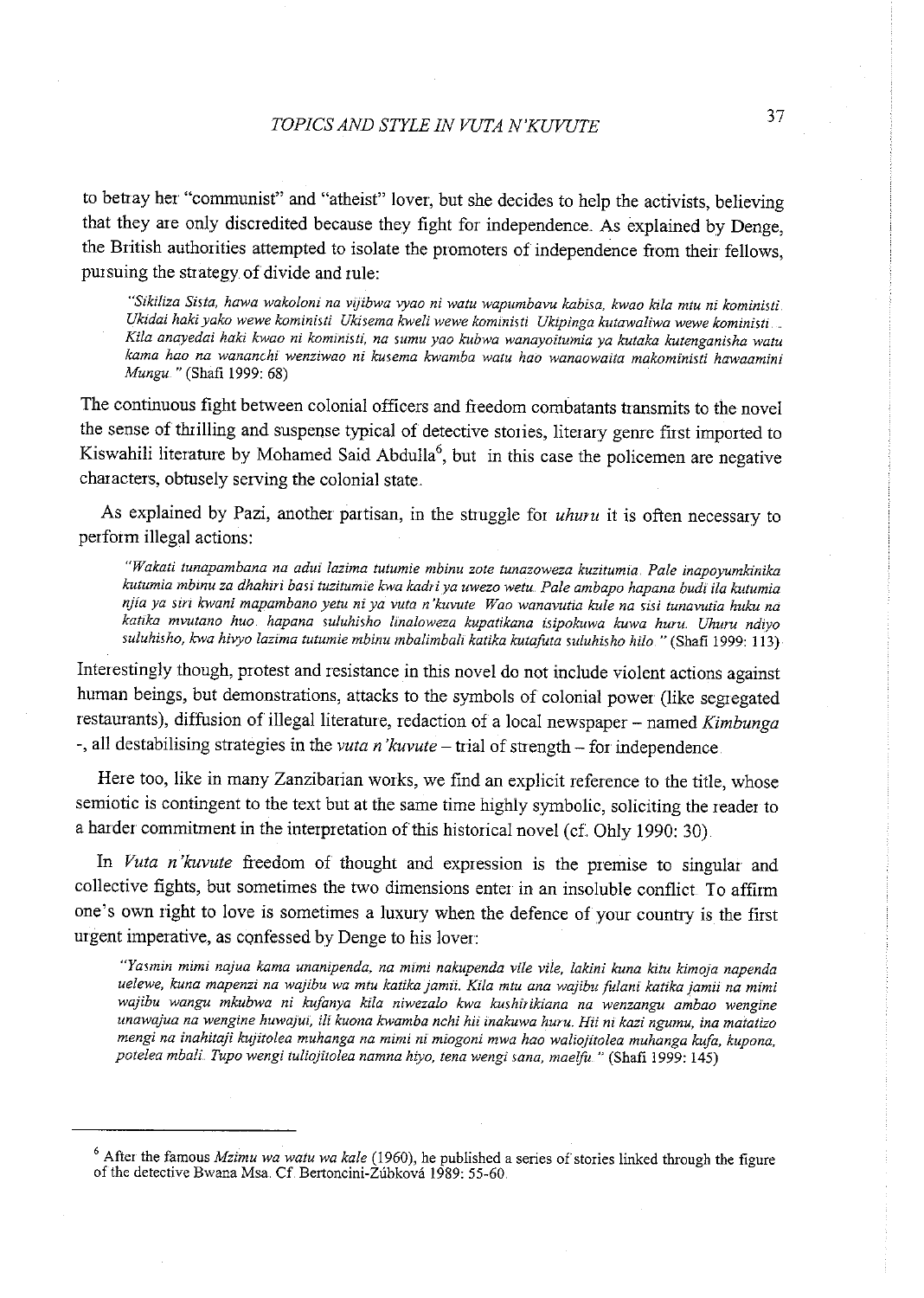to betray her "communist" and "atheist" lover, but she decides to help the activists, believing that they are only discredited because they fight for independence. As explained by Denge, the British authorities attempted to isolate the promoters of independence from their fellows, pursuing the strategy of divide and rule:

> *"Sikiliza Sista, hawa wakoloni na vijibwa vyao ni watu wapumbavu kabisa, kwao kila mtu ni koministi. Ukidai haki yako wewe koministi. Ukisema kweli wewe koministi. Ukipinga kutawaliwa wewe koministi... Kila anayedai haki kwao ni koministi, na sumu yao kubwa wanayoitumia ya kutaka kutenganisha watu kama hao na wananchi wenziwao ni kusema kwamba watu hao wanaowaita makoministi hawaamini Mungu."* (Shafi 1999: 68)

The continuous fight between colonial officers and freedom combatants transmits to the novel the sense of thrilling and suspense typical of detective stories, literary genre first imported to Kiswahili literature by Mohamed Said Abdulla[6], but in this case the policemen are negative characters, obtusely serving the colonial state.

As explained by Pazi, another partisan, in the struggle for *uhuru* it is often necessary to perform illegal actions:

> *"Wakati tunapambana na adui lazima tutumie mbinu zote tunazoweza kuzitumia. Pale inapoyumkinika kutumia mbinu za dhahiri basi tuzitumie kwa kadri ya uwezo wetu. Pale ambapo hapana budi ila kutumia njia ya siri kwani mapambano yetu ni ya vuta n'kuvute. Wao wanavutia kule na sisi tunavutia huku na katika mvutano huo, hapana suluhisho linaloweza kupatikana isipokuwa kuwa huru. Uhuru ndiyo suluhisho, kwa hivyo lazima tutumie mbinu mbalimbali katika kutafuta suluhisho hilo."* (Shafi 1999: 113)

Interestingly though, protest and resistance in this novel do not include violent actions against human beings, but demonstrations, attacks to the symbols of colonial power (like segregated restaurants), diffusion of illegal literature, redaction of a local newspaper – named *Kimbunga* -, all destabilising strategies in the *vuta n'kuvute* – trial of strength – for independence.

Here too, like in many Zanzibarian works, we find an explicit reference to the title, whose semiotic is contingent to the text but at the same time highly symbolic, soliciting the reader to a harder commitment in the interpretation of this historical novel (cf. Ohly 1990: 30).

In *Vuta n'kuvute* freedom of thought and expression is the premise to singular and collective fights, but sometimes the two dimensions enter in an insoluble conflict. To affirm one's own right to love is sometimes a luxury when the defence of your country is the first urgent imperative, as confessed by Denge to his lover:

> *"Yasmin mimi najua kama unanipenda, na mimi nakupenda vile vile, lakini kuna kitu kimoja napenda uelewe, kuna mapenzi na wajibu wa mtu katika jamii. Kila mtu ana wajibu fulani katika jamii na mimi wajibu wangu mkubwa ni kufanya kila niwezalo kwa kushirikiana na wenzangu ambao wengine unawajua na wengine huwajui, ili kuona kwamba nchi hii inakuwa huru. Hii ni kazi ngumu, ina matatizo mengi na inahitaji kujitolea muhanga na mimi ni miongoni mwa hao waliojitolea muhanga kufa, kupona, potelea mbali. Tupo wengi tuliojitolea namna hiyo, tena wengi sana, maelfu."* (Shafi 1999: 145)

[6] After the famous *Mzimu wa watu wa kale* (1960), he published a series of stories linked through the figure of the detective Bwana Msa. Cf. Bertoncini-Zúbková 1989: 55-60.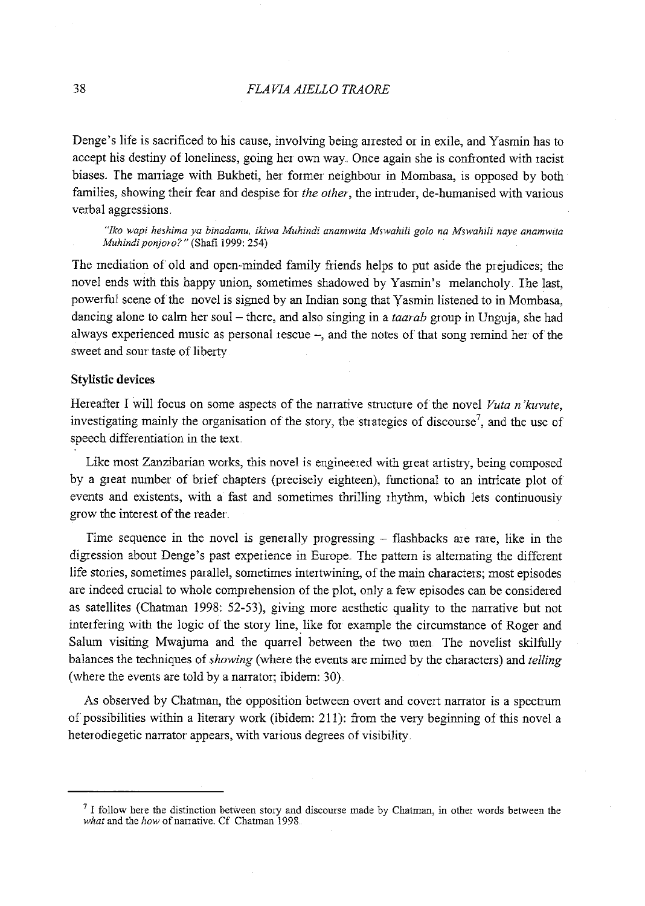Denge's life is sacrificed to his cause, involving being arrested or in exile, and Yasmin has to accept his destiny of loneliness, going her own way. Once again she is confronted with racist biases. The marriage with Bukheti, her former neighbour in Mombasa, is opposed by both families, showing their fear and despise for *the other*, the intruder, de-humanised with various verbal aggressions.

> *"Iko wapi heshima ya binadamu, ikiwa Muhindi anamwita Mswahili golo na Mswahili naye anamwita Muhindi ponjoro?"* (Shafi 1999: 254)

The mediation of old and open-minded family friends helps to put aside the prejudices; the novel ends with this happy union, sometimes shadowed by Yasmin's melancholy. The last, powerful scene of the novel is signed by an Indian song that Yasmin listened to in Mombasa, dancing alone to calm her soul – there, and also singing in a *taarab* group in Unguja, she had always experienced music as personal rescue –, and the notes of that song remind her of the sweet and sour taste of liberty.

### Stylistic devices

Hereafter I will focus on some aspects of the narrative structure of the novel *Vuta n'kuvute*, investigating mainly the organisation of the story, the strategies of discourse[7], and the use of speech differentiation in the text.

Like most Zanzibarian works, this novel is engineered with great artistry, being composed by a great number of brief chapters (precisely eighteen), functional to an intricate plot of events and existents, with a fast and sometimes thrilling rhythm, which lets continuously grow the interest of the reader.

Time sequence in the novel is generally progressing – flashbacks are rare, like in the digression about Denge's past experience in Europe. The pattern is alternating the different life stories, sometimes parallel, sometimes intertwining, of the main characters; most episodes are indeed crucial to whole comprehension of the plot, only a few episodes can be considered as satellites (Chatman 1998: 52-53), giving more aesthetic quality to the narrative but not interfering with the logic of the story line, like for example the circumstance of Roger and Salum visiting Mwajuma and the quarrel between the two men. The novelist skilfully balances the techniques of *showing* (where the events are mimed by the characters) and *telling* (where the events are told by a narrator; ibidem: 30).

As observed by Chatman, the opposition between overt and covert narrator is a spectrum of possibilities within a literary work (ibidem: 211): from the very beginning of this novel a heterodiegetic narrator appears, with various degrees of visibility.

---

[7] I follow here the distinction between story and discourse made by Chatman, in other words between the *what* and the *how* of narrative. Cf. Chatman 1998.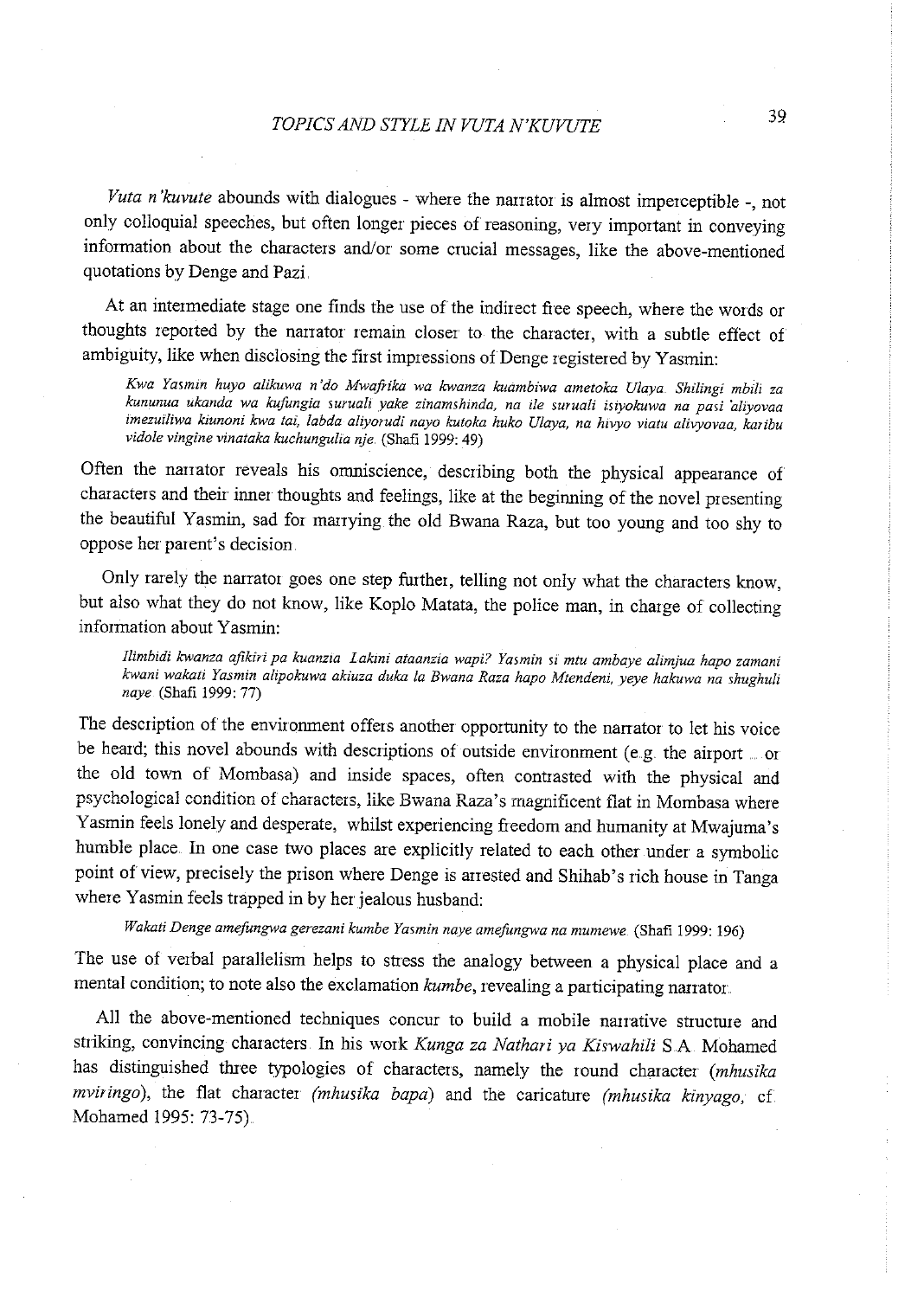*Vuta n'kuvute* abounds with dialogues - where the narrator is almost imperceptible -, not only colloquial speeches, but often longer pieces of reasoning, very important in conveying information about the characters and/or some crucial messages, like the above-mentioned quotations by Denge and Pazi.

At an intermediate stage one finds the use of the indirect free speech, where the words or thoughts reported by the narrator remain closer to the character, with a subtle effect of ambiguity, like when disclosing the first impressions of Denge registered by Yasmin:

> *Kwa Yasmin huyo alikuwa n'do Mwafrika wa kwanza kuambiwa ametoka Ulaya. Shilingi mbili za kununua ukanda wa kufungia suruali yake zinamshinda, na ile suruali isiyokuwa na pasi aliyovaa imezuiliwa kiunoni kwa tai, labda aliyorudi nayo kutoka huko Ulaya, na hivyo viatu alivyovaa, karibu vidole vingine vinataka kuchungulia nje.* (Shafi 1999: 49)

Often the narrator reveals his omniscience, describing both the physical appearance of characters and their inner thoughts and feelings, like at the beginning of the novel presenting the beautiful Yasmin, sad for marrying the old Bwana Raza, but too young and too shy to oppose her parent's decision.

Only rarely the narrator goes one step further, telling not only what the characters know, but also what they do not know, like Koplo Matata, the police man, in charge of collecting information about Yasmin:

> *Ilimbidi kwanza afikiri pa kuanzia. Lakini ataanzia wapi? Yasmin si mtu ambaye alimjua hapo zamani kwani wakati Yasmin alipokuwa akiuza duka la Bwana Raza hapo Mtendeni, yeye hakuwa na shughuli naye* (Shafi 1999: 77)

The description of the environment offers another opportunity to the narrator to let his voice be heard; this novel abounds with descriptions of outside environment (e.g. the airport ... or the old town of Mombasa) and inside spaces, often contrasted with the physical and psychological condition of characters, like Bwana Raza's magnificent flat in Mombasa where Yasmin feels lonely and desperate, whilst experiencing freedom and humanity at Mwajuma's humble place. In one case two places are explicitly related to each other under a symbolic point of view, precisely the prison where Denge is arrested and Shihab's rich house in Tanga where Yasmin feels trapped in by her jealous husband:

> *Wakati Denge amefungwa gerezani kumbe Yasmin naye amefungwa na mumewe.* (Shafi 1999: 196)

The use of verbal parallelism helps to stress the analogy between a physical place and a mental condition; to note also the exclamation *kumbe*, revealing a participating narrator.

All the above-mentioned techniques concur to build a mobile narrative structure and striking, convincing characters. In his work *Kunga za Nathari ya Kiswahili* S.A. Mohamed has distinguished three typologies of characters, namely the round character (*mhusika mviringo*), the flat character (*mhusika bapa*) and the caricature (*mhusika kinyago*, cf. Mohamed 1995: 73-75).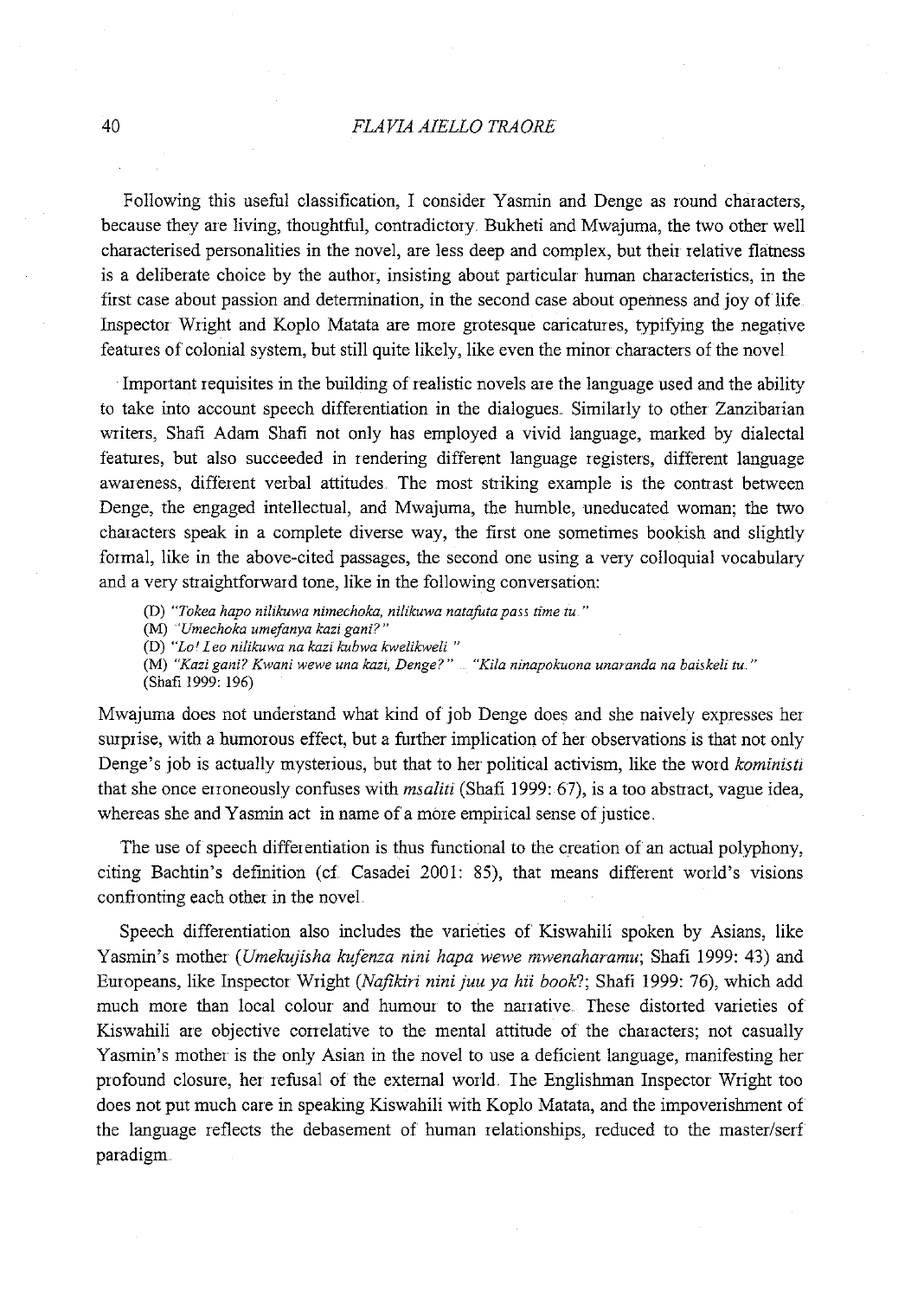Following this useful classification, I consider Yasmin and Denge as round characters, because they are living, thoughtful, contradictory. Bukheti and Mwajuma, the two other well characterised personalities in the novel, are less deep and complex, but their relative flatness is a deliberate choice by the author, insisting about particular human characteristics, in the first case about passion and determination, in the second case about openness and joy of life. Inspector Wright and Koplo Matata are more grotesque caricatures, typifying the negative features of colonial system, but still quite likely, like even the minor characters of the novel.

Important requisites in the building of realistic novels are the language used and the ability to take into account speech differentiation in the dialogues. Similarly to other Zanzibarian writers, Shafi Adam Shafi not only has employed a vivid language, marked by dialectal features, but also succeeded in rendering different language registers, different language awareness, different verbal attitudes. The most striking example is the contrast between Denge, the engaged intellectual, and Mwajuma, the humble, uneducated woman; the two characters speak in a complete diverse way, the first one sometimes bookish and slightly formal, like in the above-cited passages, the second one using a very colloquial vocabulary and a very straightforward tone, like in the following conversation:

(D) *"Tokea hapo nilikuwa nimechoka, nilikuwa natafuta pass time tu."*
(M) *"Umechoka umefanya kazi gani?"*
(D) *"Lo! Leo nilikuwa na kazi kubwa kwelikweli."*
(M) *"Kazi gani? Kwani wewe una kazi, Denge?"* ... *"Kila ninapokuona unaranda na baiskeli tu."*
(Shafi 1999: 196)

Mwajuma does not understand what kind of job Denge does and she naively expresses her surprise, with a humorous effect, but a further implication of her observations is that not only Denge's job is actually mysterious, but that to her political activism, like the word *koministi* that she once erroneously confuses with *msaliti* (Shafi 1999: 67), is a too abstract, vague idea, whereas she and Yasmin act in name of a more empirical sense of justice.

The use of speech differentiation is thus functional to the creation of an actual polyphony, citing Bachtin's definition (cf. Casadei 2001: 85), that means different world's visions confronting each other in the novel.

Speech differentiation also includes the varieties of Kiswahili spoken by Asians, like Yasmin's mother (*Umekujisha kufenza nini hapa wewe mwenaharamu*; Shafi 1999: 43) and Europeans, like Inspector Wright (*Nafikiri nini juu ya hii book*?; Shafi 1999: 76), which add much more than local colour and humour to the narrative. These distorted varieties of Kiswahili are objective correlative to the mental attitude of the characters; not casually Yasmin's mother is the only Asian in the novel to use a deficient language, manifesting her profound closure, her refusal of the external world. The Englishman Inspector Wright too does not put much care in speaking Kiswahili with Koplo Matata, and the impoverishment of the language reflects the debasement of human relationships, reduced to the master/serf paradigm.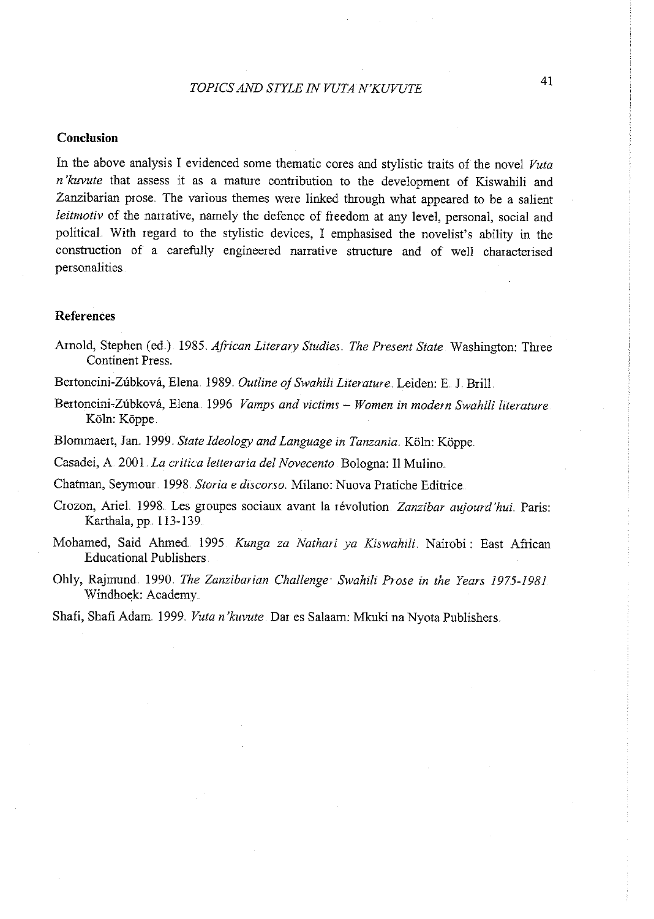## Conclusion

In the above analysis I evidenced some thematic cores and stylistic traits of the novel *Vuta n'kuvute* that assess it as a mature contribution to the development of Kiswahili and Zanzibarian prose. The various themes were linked through what appeared to be a salient *leitmotiv* of the narrative, namely the defence of freedom at any level, personal, social and political. With regard to the stylistic devices, I emphasised the novelist's ability in the construction of a carefully engineered narrative structure and of well characterised personalities.

## References

Arnold, Stephen (ed.). 1985. *African Literary Studies. The Present State* Washington: Three Continent Press.

Bertoncini-Zúbková, Elena. 1989. *Outline of Swahili Literature*. Leiden: E. J. Brill.

Bertoncini-Zúbková, Elena. 1996 *Vamps and victims – Women in modern Swahili literature*. Köln: Köppe.

Blommaert, Jan. 1999. *State Ideology and Language in Tanzania*. Köln: Köppe.

Casadei, A. 2001. *La critica letteraria del Novecento* Bologna: Il Mulino.

Chatman, Seymour. 1998. *Storia e discorso*. Milano: Nuova Pratiche Editrice.

Crozon, Ariel. 1998. Les groupes sociaux avant la révolution. *Zanzibar aujourd'hui*. Paris: Karthala, pp. 113-139.

Mohamed, Said Ahmed. 1995. *Kunga za Nathari ya Kiswahili*. Nairobi : East African Educational Publishers.

Ohly, Rajmund. 1990. *The Zanzibarian Challenge: Swahili Prose in the Years 1975-1981*. Windhoek: Academy.

Shafi, Shafi Adam. 1999. *Vuta n'kuvute*. Dar es Salaam: Mkuki na Nyota Publishers.